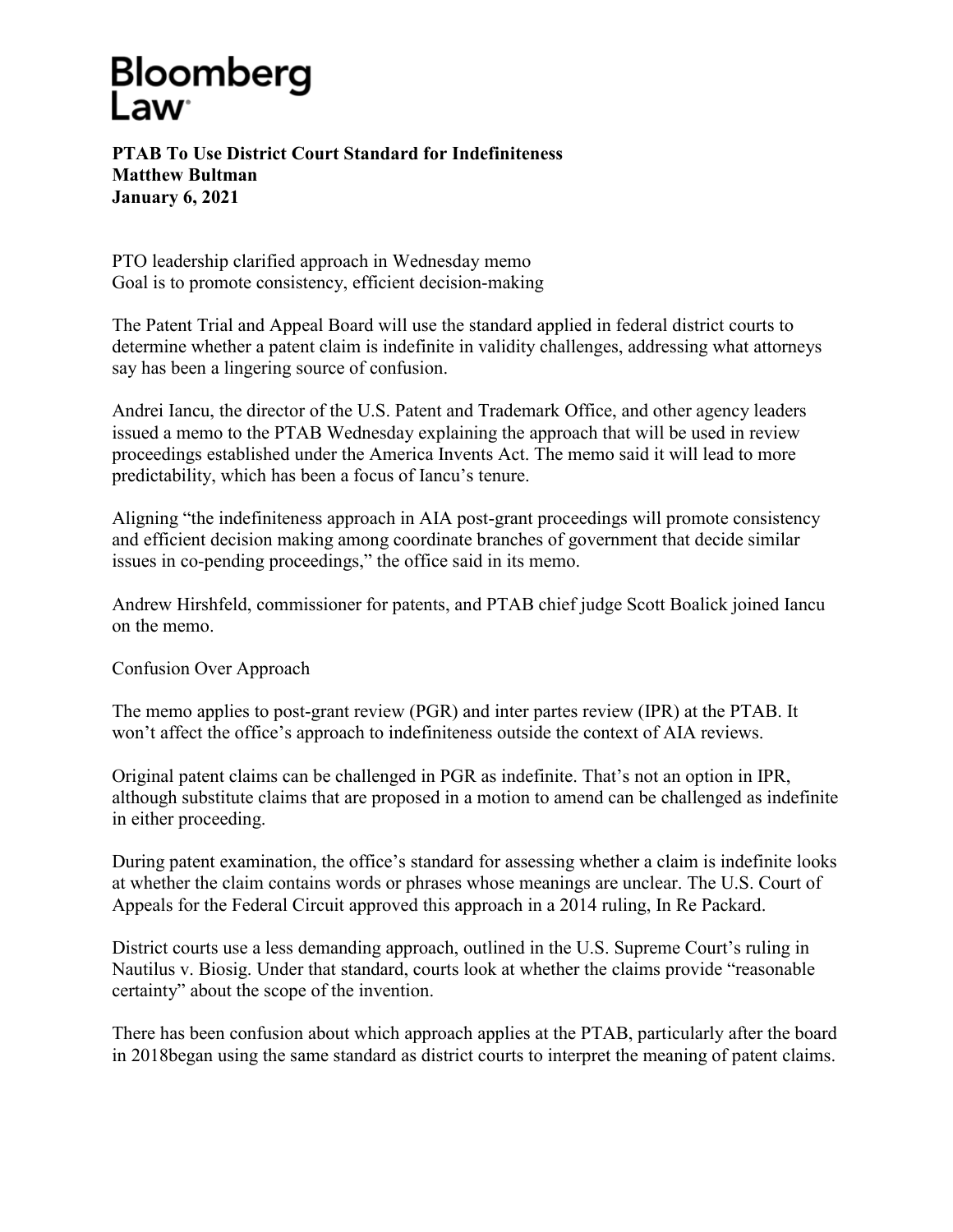Bloomberg Law

**PTAB To Use District Court Standard for Indefiniteness**
**Matthew Bultman**
**January 6, 2021**

PTO leadership clarified approach in Wednesday memo
Goal is to promote consistency, efficient decision-making

The Patent Trial and Appeal Board will use the standard applied in federal district courts to determine whether a patent claim is indefinite in validity challenges, addressing what attorneys say has been a lingering source of confusion.

Andrei Iancu, the director of the U.S. Patent and Trademark Office, and other agency leaders issued a memo to the PTAB Wednesday explaining the approach that will be used in review proceedings established under the America Invents Act. The memo said it will lead to more predictability, which has been a focus of Iancu's tenure.

Aligning "the indefiniteness approach in AIA post-grant proceedings will promote consistency and efficient decision making among coordinate branches of government that decide similar issues in co-pending proceedings," the office said in its memo.

Andrew Hirshfeld, commissioner for patents, and PTAB chief judge Scott Boalick joined Iancu on the memo.

Confusion Over Approach

The memo applies to post-grant review (PGR) and inter partes review (IPR) at the PTAB. It won't affect the office's approach to indefiniteness outside the context of AIA reviews.

Original patent claims can be challenged in PGR as indefinite. That's not an option in IPR, although substitute claims that are proposed in a motion to amend can be challenged as indefinite in either proceeding.

During patent examination, the office's standard for assessing whether a claim is indefinite looks at whether the claim contains words or phrases whose meanings are unclear. The U.S. Court of Appeals for the Federal Circuit approved this approach in a 2014 ruling, In Re Packard.

District courts use a less demanding approach, outlined in the U.S. Supreme Court's ruling in Nautilus v. Biosig. Under that standard, courts look at whether the claims provide "reasonable certainty" about the scope of the invention.

There has been confusion about which approach applies at the PTAB, particularly after the board in 2018began using the same standard as district courts to interpret the meaning of patent claims.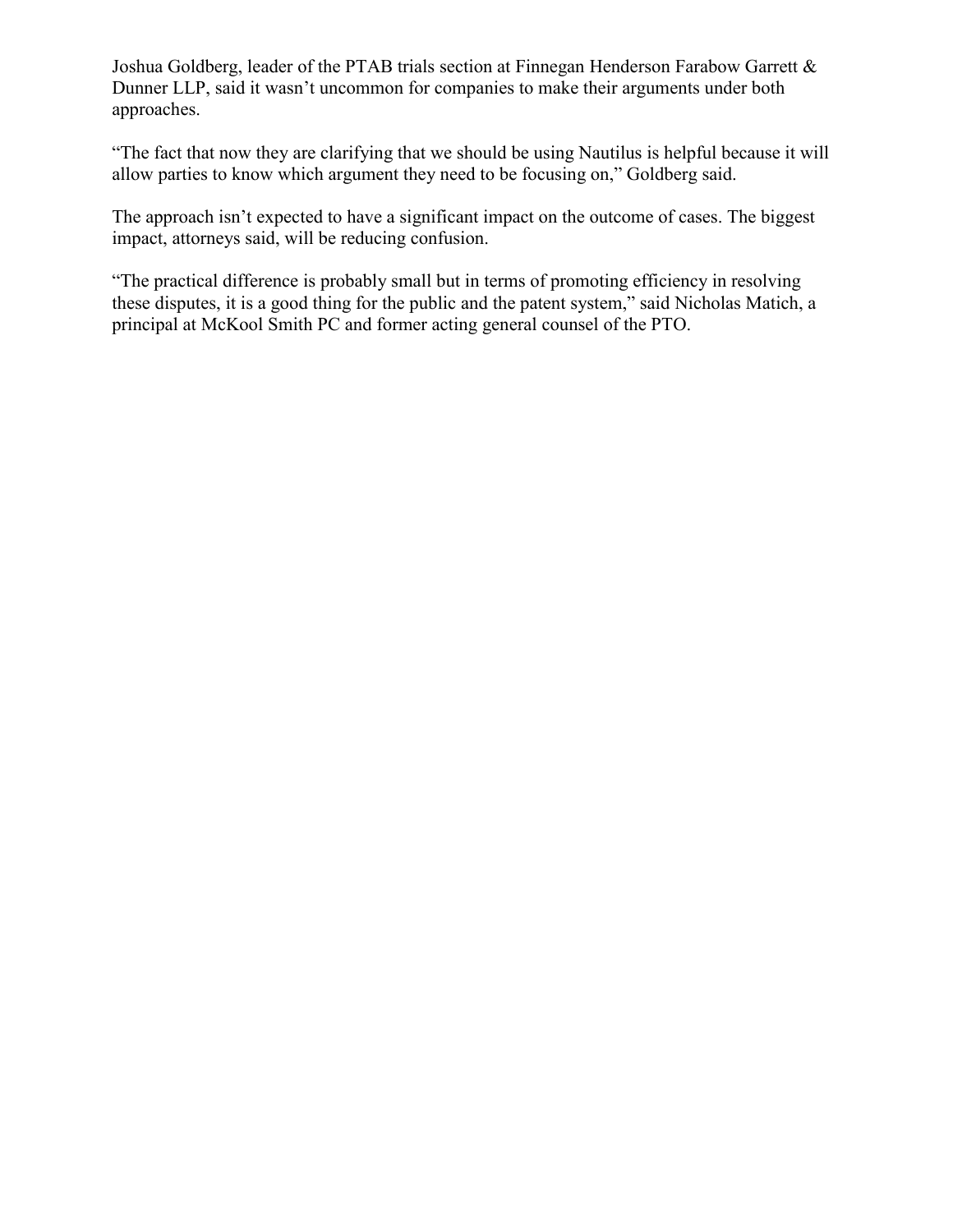Joshua Goldberg, leader of the PTAB trials section at Finnegan Henderson Farabow Garrett & Dunner LLP, said it wasn't uncommon for companies to make their arguments under both approaches.

"The fact that now they are clarifying that we should be using Nautilus is helpful because it will allow parties to know which argument they need to be focusing on," Goldberg said.

The approach isn't expected to have a significant impact on the outcome of cases. The biggest impact, attorneys said, will be reducing confusion.

"The practical difference is probably small but in terms of promoting efficiency in resolving these disputes, it is a good thing for the public and the patent system," said Nicholas Matich, a principal at McKool Smith PC and former acting general counsel of the PTO.